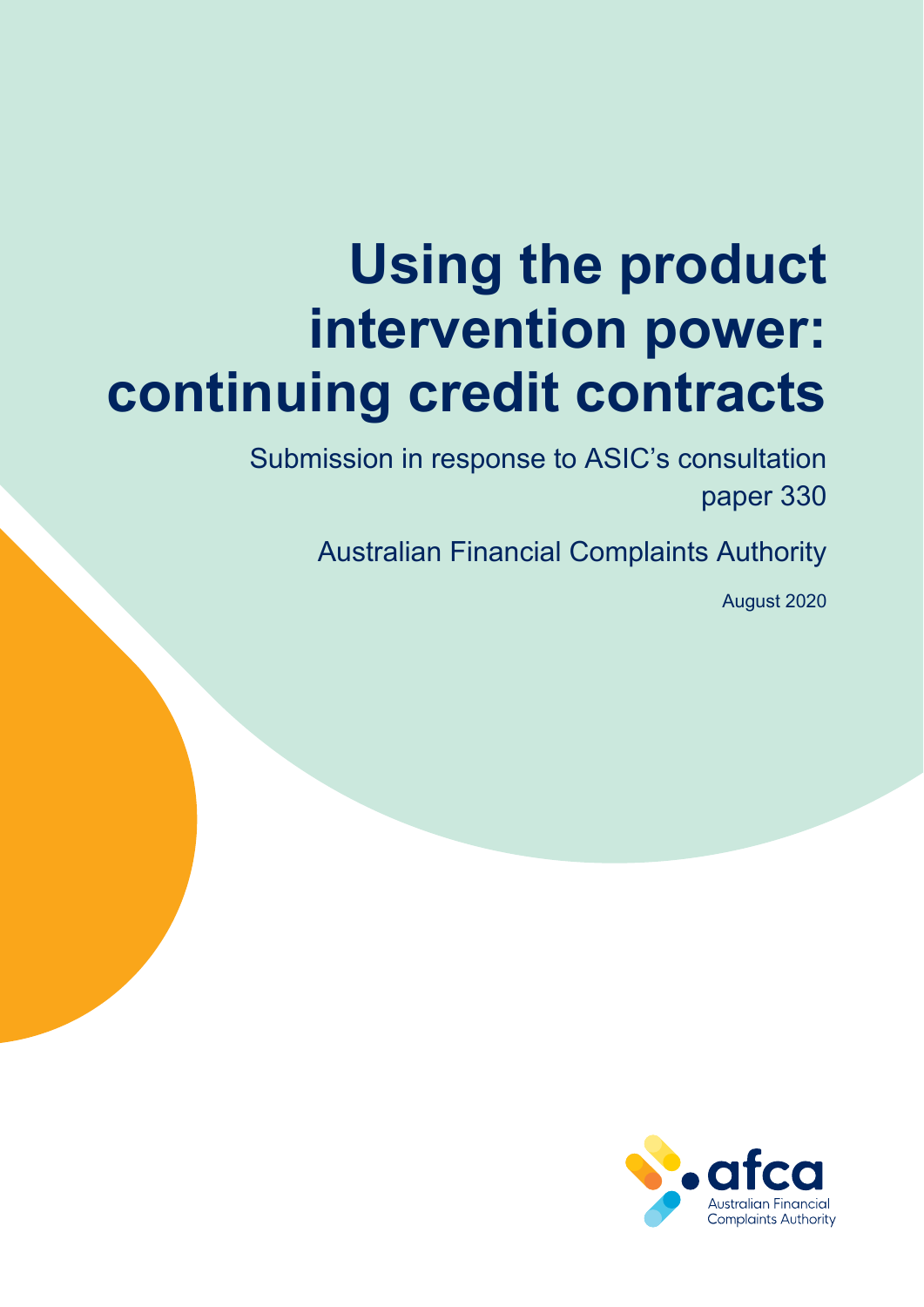# Using the product intervention power: continuing credit contracts

Submission in response to ASIC's consultation paper 330

Australian Financial Complaints Authority

August 2020

afca

Australian Financial Complaints Authority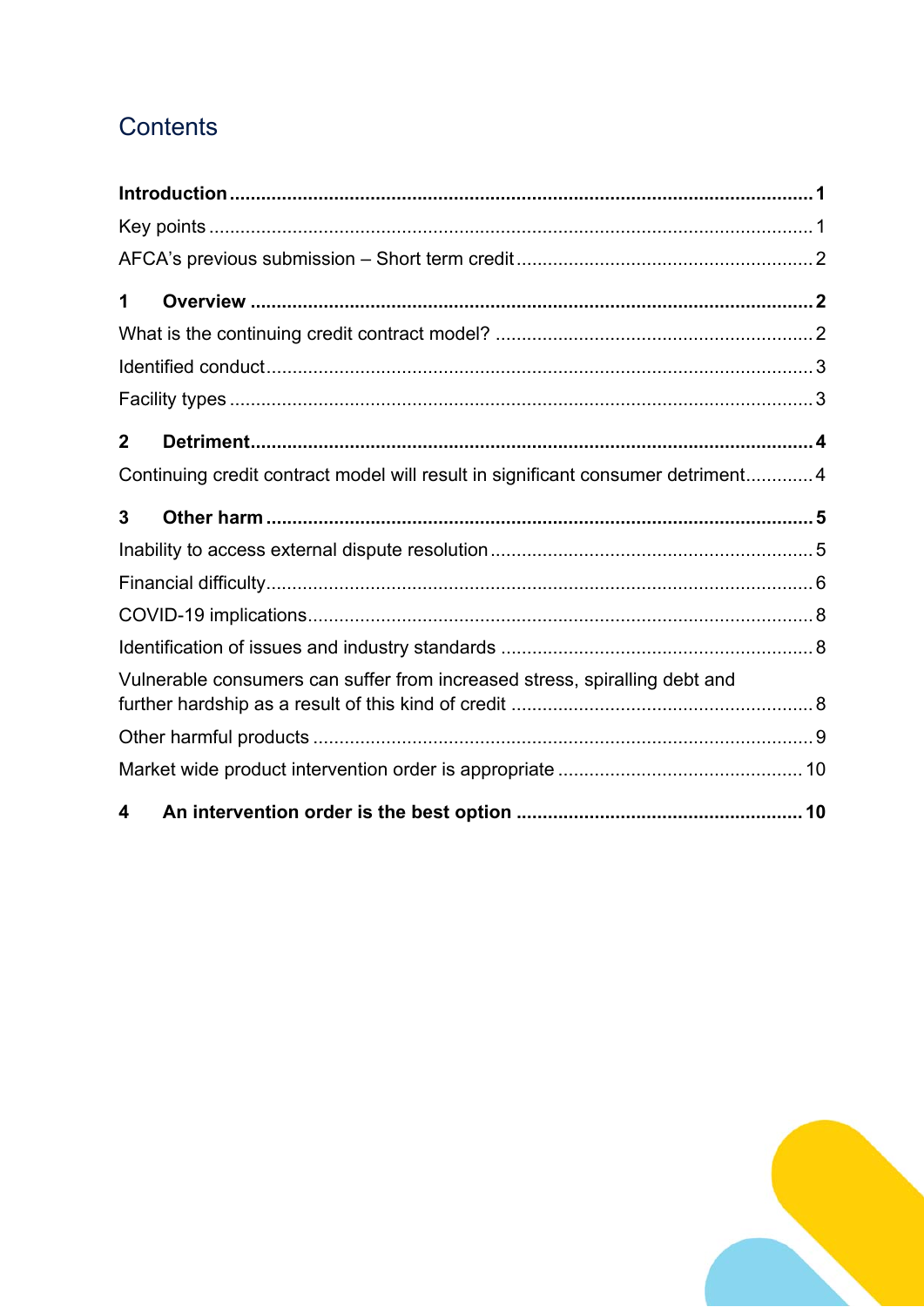# Contents

**Introduction** .......... **1**

Key points .......... 1

AFCA's previous submission – Short term credit .......... 2

**1 Overview** .......... **2**

What is the continuing credit contract model? .......... 2

Identified conduct .......... 3

Facility types .......... 3

**2 Detriment** .......... **4**

Continuing credit contract model will result in significant consumer detriment .......... 4

**3 Other harm** .......... **5**

Inability to access external dispute resolution .......... 5

Financial difficulty .......... 6

COVID-19 implications .......... 8

Identification of issues and industry standards .......... 8

Vulnerable consumers can suffer from increased stress, spiralling debt and further hardship as a result of this kind of credit .......... 8

Other harmful products .......... 9

Market wide product intervention order is appropriate .......... 10

**4 An intervention order is the best option** .......... **10**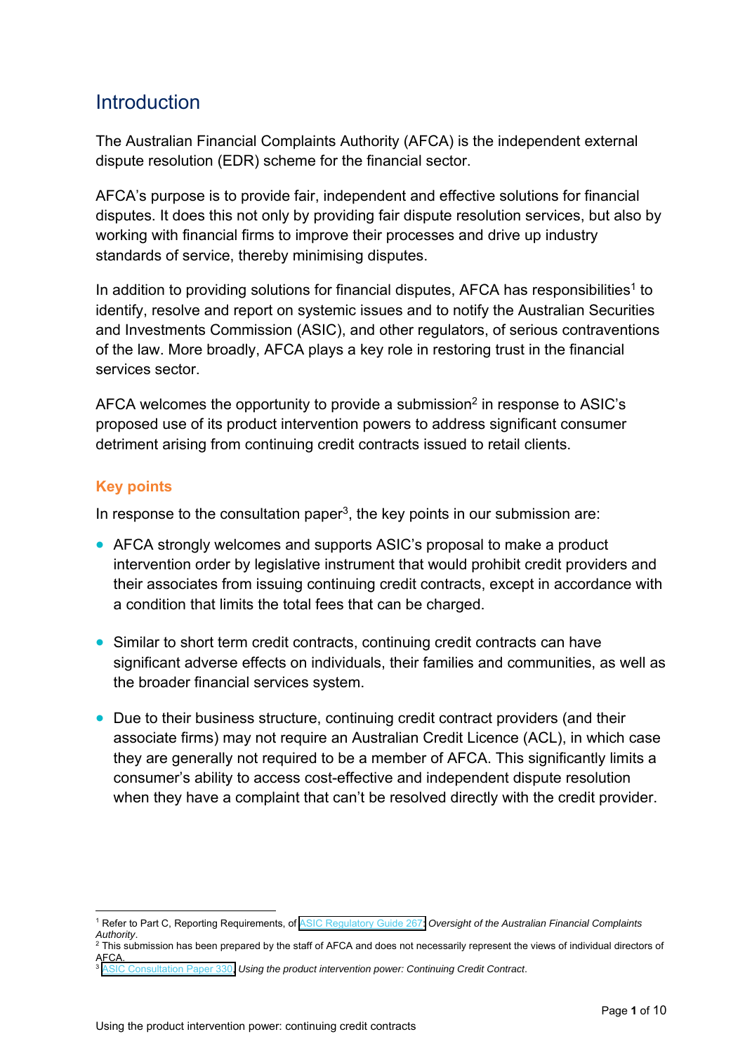# Introduction

The Australian Financial Complaints Authority (AFCA) is the independent external dispute resolution (EDR) scheme for the financial sector.

AFCA's purpose is to provide fair, independent and effective solutions for financial disputes. It does this not only by providing fair dispute resolution services, but also by working with financial firms to improve their processes and drive up industry standards of service, thereby minimising disputes.

In addition to providing solutions for financial disputes, AFCA has responsibilities[1] to identify, resolve and report on systemic issues and to notify the Australian Securities and Investments Commission (ASIC), and other regulators, of serious contraventions of the law. More broadly, AFCA plays a key role in restoring trust in the financial services sector.

AFCA welcomes the opportunity to provide a submission[2] in response to ASIC's proposed use of its product intervention powers to address significant consumer detriment arising from continuing credit contracts issued to retail clients.

## Key points

In response to the consultation paper[3], the key points in our submission are:

- AFCA strongly welcomes and supports ASIC's proposal to make a product intervention order by legislative instrument that would prohibit credit providers and their associates from issuing continuing credit contracts, except in accordance with a condition that limits the total fees that can be charged.
- Similar to short term credit contracts, continuing credit contracts can have significant adverse effects on individuals, their families and communities, as well as the broader financial services system.
- Due to their business structure, continuing credit contract providers (and their associate firms) may not require an Australian Credit Licence (ACL), in which case they are generally not required to be a member of AFCA. This significantly limits a consumer's ability to access cost-effective and independent dispute resolution when they have a complaint that can't be resolved directly with the credit provider.

---

[1] Refer to Part C, Reporting Requirements, of ASIC Regulatory Guide 267: *Oversight of the Australian Financial Complaints Authority*.

[2] This submission has been prepared by the staff of AFCA and does not necessarily represent the views of individual directors of AFCA.

[3] ASIC Consultation Paper 330, *Using the product intervention power: Continuing Credit Contract*.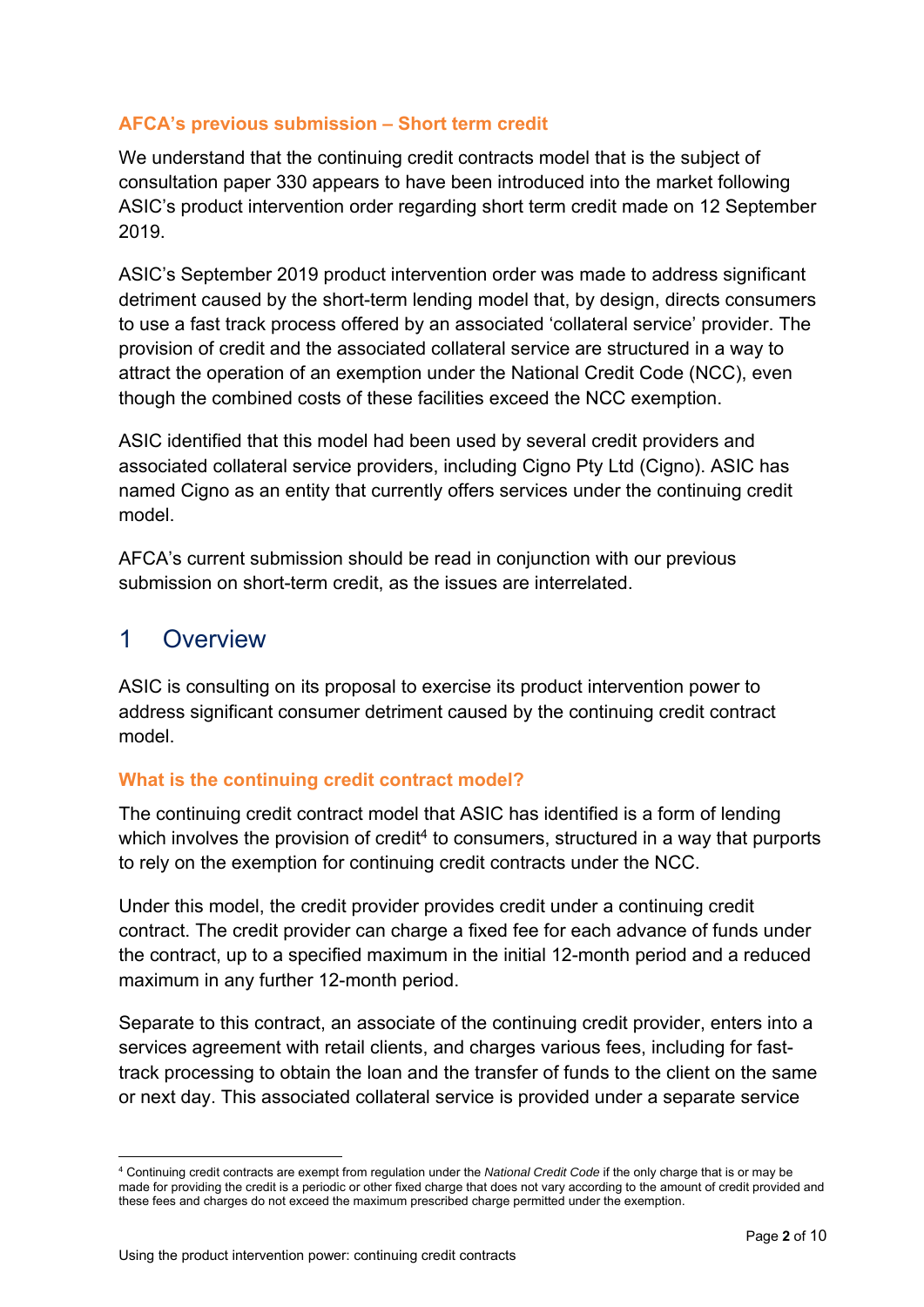### AFCA's previous submission – Short term credit

We understand that the continuing credit contracts model that is the subject of consultation paper 330 appears to have been introduced into the market following ASIC's product intervention order regarding short term credit made on 12 September 2019.

ASIC's September 2019 product intervention order was made to address significant detriment caused by the short-term lending model that, by design, directs consumers to use a fast track process offered by an associated 'collateral service' provider. The provision of credit and the associated collateral service are structured in a way to attract the operation of an exemption under the National Credit Code (NCC), even though the combined costs of these facilities exceed the NCC exemption.

ASIC identified that this model had been used by several credit providers and associated collateral service providers, including Cigno Pty Ltd (Cigno). ASIC has named Cigno as an entity that currently offers services under the continuing credit model.

AFCA's current submission should be read in conjunction with our previous submission on short-term credit, as the issues are interrelated.

## 1 Overview

ASIC is consulting on its proposal to exercise its product intervention power to address significant consumer detriment caused by the continuing credit contract model.

### What is the continuing credit contract model?

The continuing credit contract model that ASIC has identified is a form of lending which involves the provision of credit[4] to consumers, structured in a way that purports to rely on the exemption for continuing credit contracts under the NCC.

Under this model, the credit provider provides credit under a continuing credit contract. The credit provider can charge a fixed fee for each advance of funds under the contract, up to a specified maximum in the initial 12-month period and a reduced maximum in any further 12-month period.

Separate to this contract, an associate of the continuing credit provider, enters into a services agreement with retail clients, and charges various fees, including for fast-track processing to obtain the loan and the transfer of funds to the client on the same or next day. This associated collateral service is provided under a separate service

[4] Continuing credit contracts are exempt from regulation under the *National Credit Code* if the only charge that is or may be made for providing the credit is a periodic or other fixed charge that does not vary according to the amount of credit provided and these fees and charges do not exceed the maximum prescribed charge permitted under the exemption.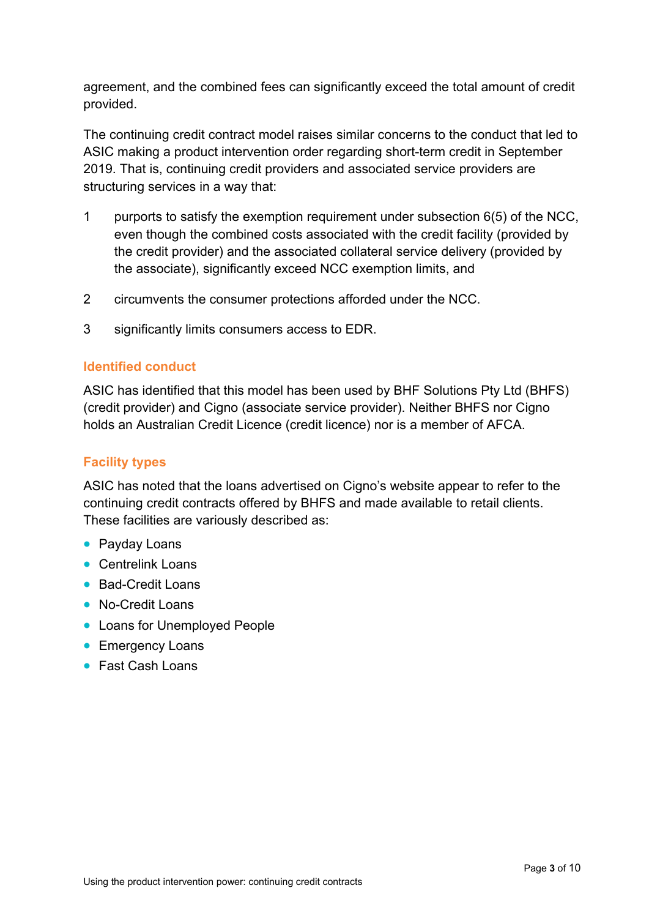agreement, and the combined fees can significantly exceed the total amount of credit provided.

The continuing credit contract model raises similar concerns to the conduct that led to ASIC making a product intervention order regarding short-term credit in September 2019. That is, continuing credit providers and associated service providers are structuring services in a way that:

1. purports to satisfy the exemption requirement under subsection 6(5) of the NCC, even though the combined costs associated with the credit facility (provided by the credit provider) and the associated collateral service delivery (provided by the associate), significantly exceed NCC exemption limits, and
2. circumvents the consumer protections afforded under the NCC.
3. significantly limits consumers access to EDR.

### Identified conduct

ASIC has identified that this model has been used by BHF Solutions Pty Ltd (BHFS) (credit provider) and Cigno (associate service provider). Neither BHFS nor Cigno holds an Australian Credit Licence (credit licence) nor is a member of AFCA.

### Facility types

ASIC has noted that the loans advertised on Cigno's website appear to refer to the continuing credit contracts offered by BHFS and made available to retail clients. These facilities are variously described as:

- Payday Loans
- Centrelink Loans
- Bad-Credit Loans
- No-Credit Loans
- Loans for Unemployed People
- Emergency Loans
- Fast Cash Loans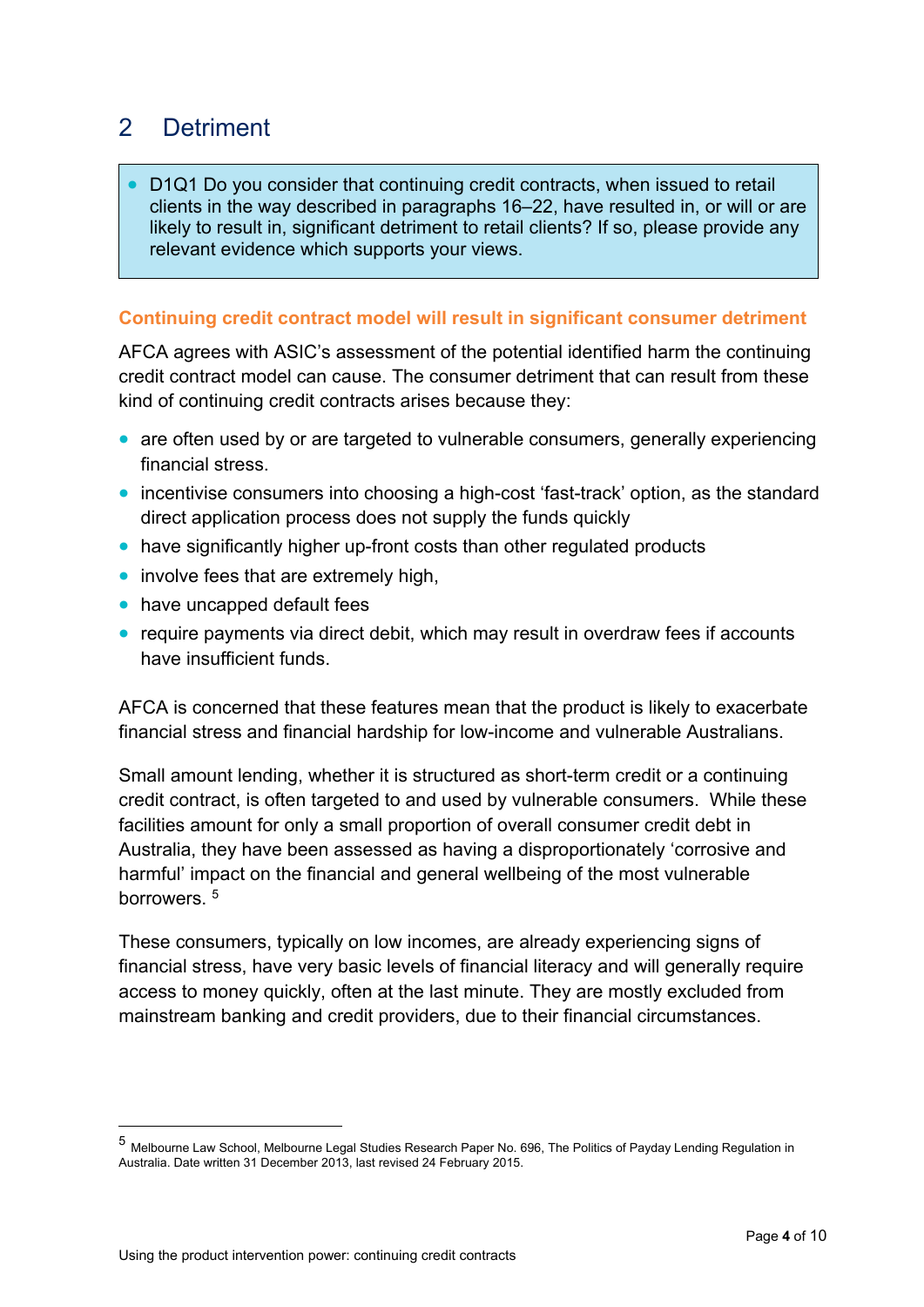## 2 Detriment

- D1Q1 Do you consider that continuing credit contracts, when issued to retail clients in the way described in paragraphs 16–22, have resulted in, or will or are likely to result in, significant detriment to retail clients? If so, please provide any relevant evidence which supports your views.

### Continuing credit contract model will result in significant consumer detriment

AFCA agrees with ASIC's assessment of the potential identified harm the continuing credit contract model can cause. The consumer detriment that can result from these kind of continuing credit contracts arises because they:

- are often used by or are targeted to vulnerable consumers, generally experiencing financial stress.
- incentivise consumers into choosing a high-cost 'fast-track' option, as the standard direct application process does not supply the funds quickly
- have significantly higher up-front costs than other regulated products
- involve fees that are extremely high,
- have uncapped default fees
- require payments via direct debit, which may result in overdraw fees if accounts have insufficient funds.

AFCA is concerned that these features mean that the product is likely to exacerbate financial stress and financial hardship for low-income and vulnerable Australians.

Small amount lending, whether it is structured as short-term credit or a continuing credit contract, is often targeted to and used by vulnerable consumers. While these facilities amount for only a small proportion of overall consumer credit debt in Australia, they have been assessed as having a disproportionately 'corrosive and harmful' impact on the financial and general wellbeing of the most vulnerable borrowers. [5]

These consumers, typically on low incomes, are already experiencing signs of financial stress, have very basic levels of financial literacy and will generally require access to money quickly, often at the last minute. They are mostly excluded from mainstream banking and credit providers, due to their financial circumstances.

---

[5] Melbourne Law School, Melbourne Legal Studies Research Paper No. 696, The Politics of Payday Lending Regulation in Australia. Date written 31 December 2013, last revised 24 February 2015.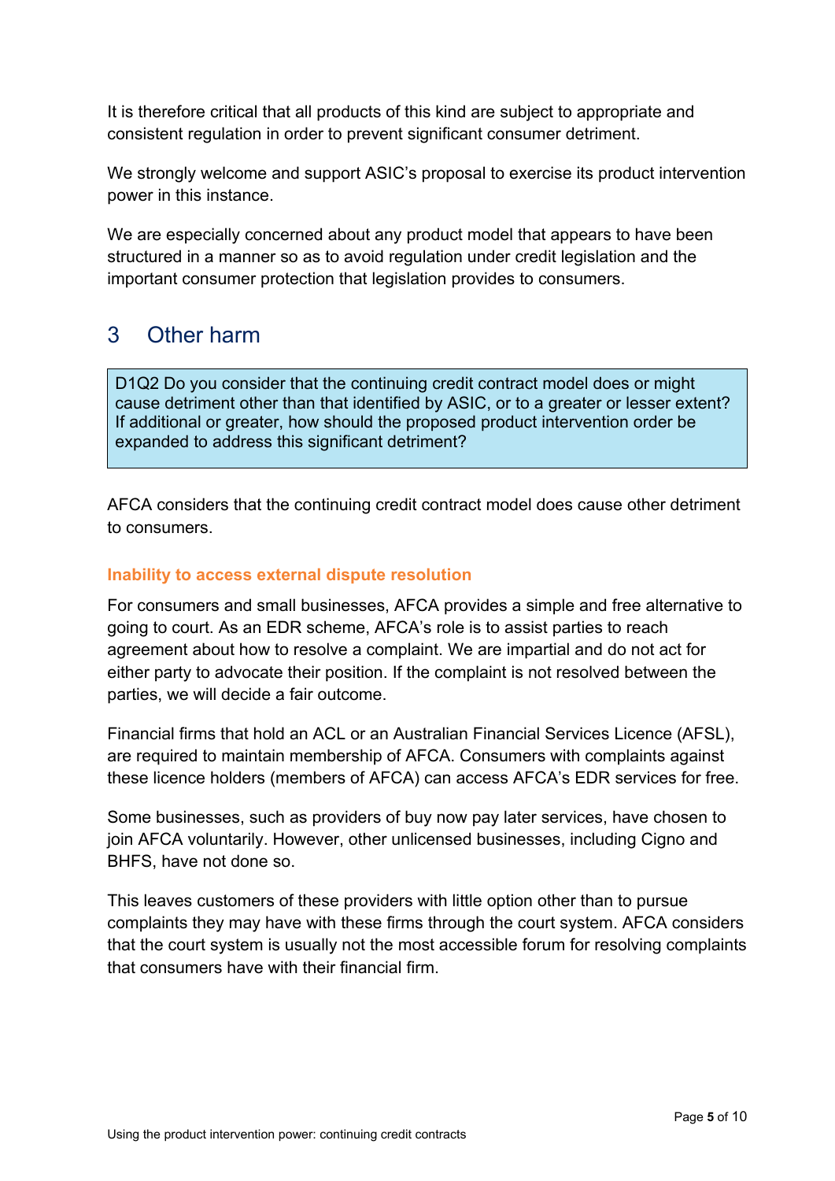It is therefore critical that all products of this kind are subject to appropriate and consistent regulation in order to prevent significant consumer detriment.

We strongly welcome and support ASIC's proposal to exercise its product intervention power in this instance.

We are especially concerned about any product model that appears to have been structured in a manner so as to avoid regulation under credit legislation and the important consumer protection that legislation provides to consumers.

## 3 Other harm

> D1Q2 Do you consider that the continuing credit contract model does or might cause detriment other than that identified by ASIC, or to a greater or lesser extent? If additional or greater, how should the proposed product intervention order be expanded to address this significant detriment?

AFCA considers that the continuing credit contract model does cause other detriment to consumers.

### Inability to access external dispute resolution

For consumers and small businesses, AFCA provides a simple and free alternative to going to court. As an EDR scheme, AFCA's role is to assist parties to reach agreement about how to resolve a complaint. We are impartial and do not act for either party to advocate their position. If the complaint is not resolved between the parties, we will decide a fair outcome.

Financial firms that hold an ACL or an Australian Financial Services Licence (AFSL), are required to maintain membership of AFCA. Consumers with complaints against these licence holders (members of AFCA) can access AFCA's EDR services for free.

Some businesses, such as providers of buy now pay later services, have chosen to join AFCA voluntarily. However, other unlicensed businesses, including Cigno and BHFS, have not done so.

This leaves customers of these providers with little option other than to pursue complaints they may have with these firms through the court system. AFCA considers that the court system is usually not the most accessible forum for resolving complaints that consumers have with their financial firm.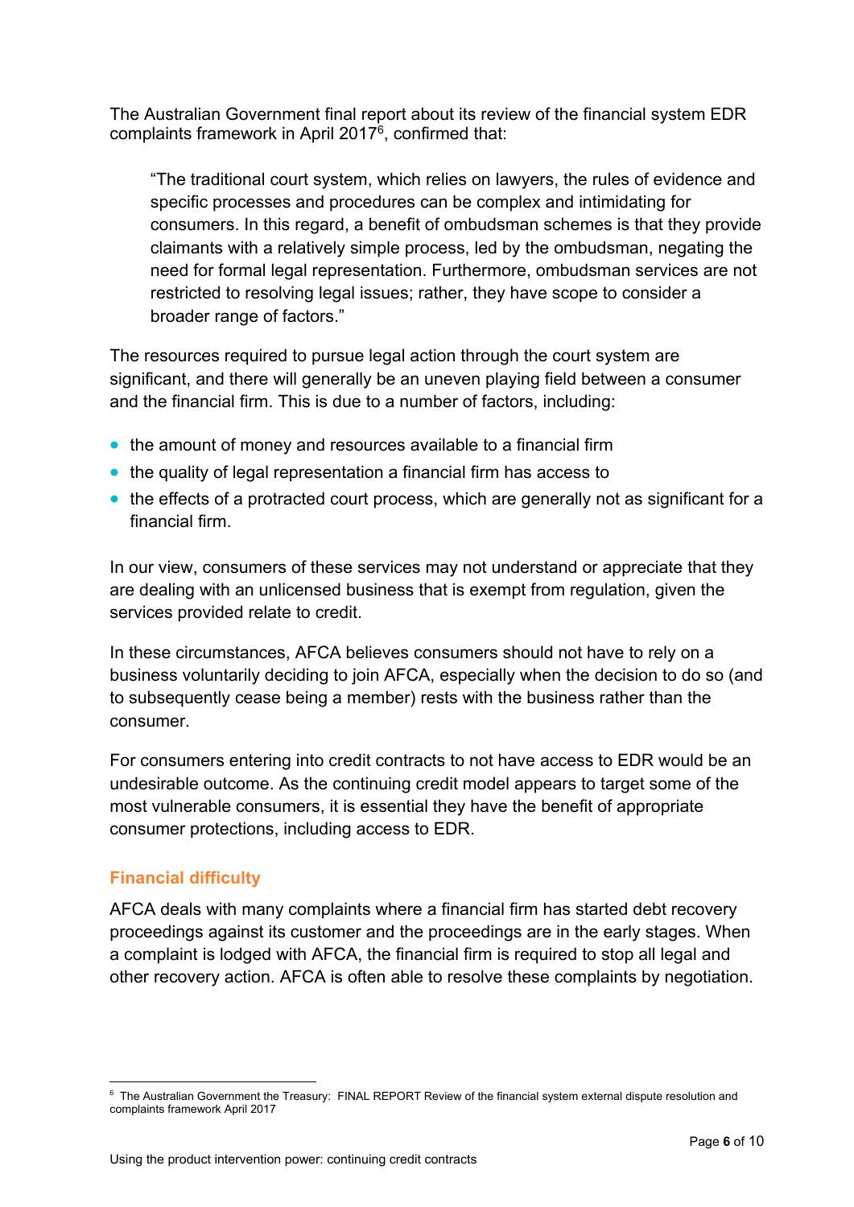The Australian Government final report about its review of the financial system EDR complaints framework in April 2017[6], confirmed that:

> "The traditional court system, which relies on lawyers, the rules of evidence and specific processes and procedures can be complex and intimidating for consumers. In this regard, a benefit of ombudsman schemes is that they provide claimants with a relatively simple process, led by the ombudsman, negating the need for formal legal representation. Furthermore, ombudsman services are not restricted to resolving legal issues; rather, they have scope to consider a broader range of factors."

The resources required to pursue legal action through the court system are significant, and there will generally be an uneven playing field between a consumer and the financial firm. This is due to a number of factors, including:

- the amount of money and resources available to a financial firm
- the quality of legal representation a financial firm has access to
- the effects of a protracted court process, which are generally not as significant for a financial firm.

In our view, consumers of these services may not understand or appreciate that they are dealing with an unlicensed business that is exempt from regulation, given the services provided relate to credit.

In these circumstances, AFCA believes consumers should not have to rely on a business voluntarily deciding to join AFCA, especially when the decision to do so (and to subsequently cease being a member) rests with the business rather than the consumer.

For consumers entering into credit contracts to not have access to EDR would be an undesirable outcome. As the continuing credit model appears to target some of the most vulnerable consumers, it is essential they have the benefit of appropriate consumer protections, including access to EDR.

### Financial difficulty

AFCA deals with many complaints where a financial firm has started debt recovery proceedings against its customer and the proceedings are in the early stages. When a complaint is lodged with AFCA, the financial firm is required to stop all legal and other recovery action. AFCA is often able to resolve these complaints by negotiation.

[6] The Australian Government the Treasury: FINAL REPORT Review of the financial system external dispute resolution and complaints framework April 2017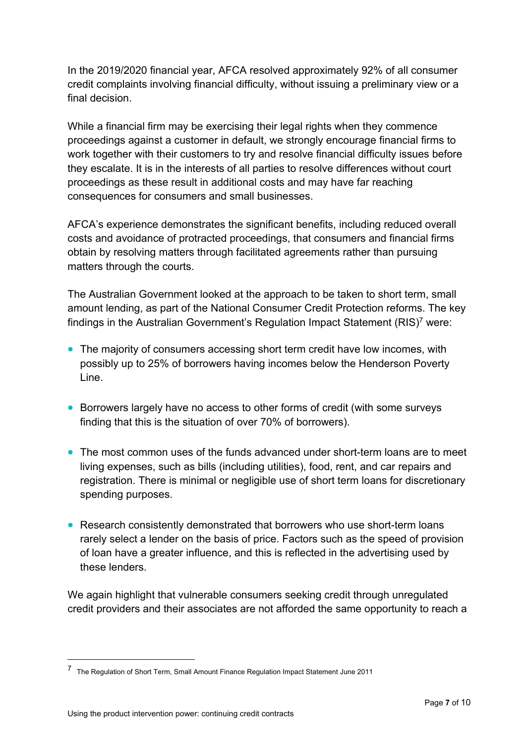In the 2019/2020 financial year, AFCA resolved approximately 92% of all consumer credit complaints involving financial difficulty, without issuing a preliminary view or a final decision.

While a financial firm may be exercising their legal rights when they commence proceedings against a customer in default, we strongly encourage financial firms to work together with their customers to try and resolve financial difficulty issues before they escalate. It is in the interests of all parties to resolve differences without court proceedings as these result in additional costs and may have far reaching consequences for consumers and small businesses.

AFCA's experience demonstrates the significant benefits, including reduced overall costs and avoidance of protracted proceedings, that consumers and financial firms obtain by resolving matters through facilitated agreements rather than pursuing matters through the courts.

The Australian Government looked at the approach to be taken to short term, small amount lending, as part of the National Consumer Credit Protection reforms. The key findings in the Australian Government's Regulation Impact Statement (RIS)[7] were:

- The majority of consumers accessing short term credit have low incomes, with possibly up to 25% of borrowers having incomes below the Henderson Poverty Line.
- Borrowers largely have no access to other forms of credit (with some surveys finding that this is the situation of over 70% of borrowers).
- The most common uses of the funds advanced under short-term loans are to meet living expenses, such as bills (including utilities), food, rent, and car repairs and registration. There is minimal or negligible use of short term loans for discretionary spending purposes.
- Research consistently demonstrated that borrowers who use short-term loans rarely select a lender on the basis of price. Factors such as the speed of provision of loan have a greater influence, and this is reflected in the advertising used by these lenders.

We again highlight that vulnerable consumers seeking credit through unregulated credit providers and their associates are not afforded the same opportunity to reach a

---

[7] The Regulation of Short Term, Small Amount Finance Regulation Impact Statement June 2011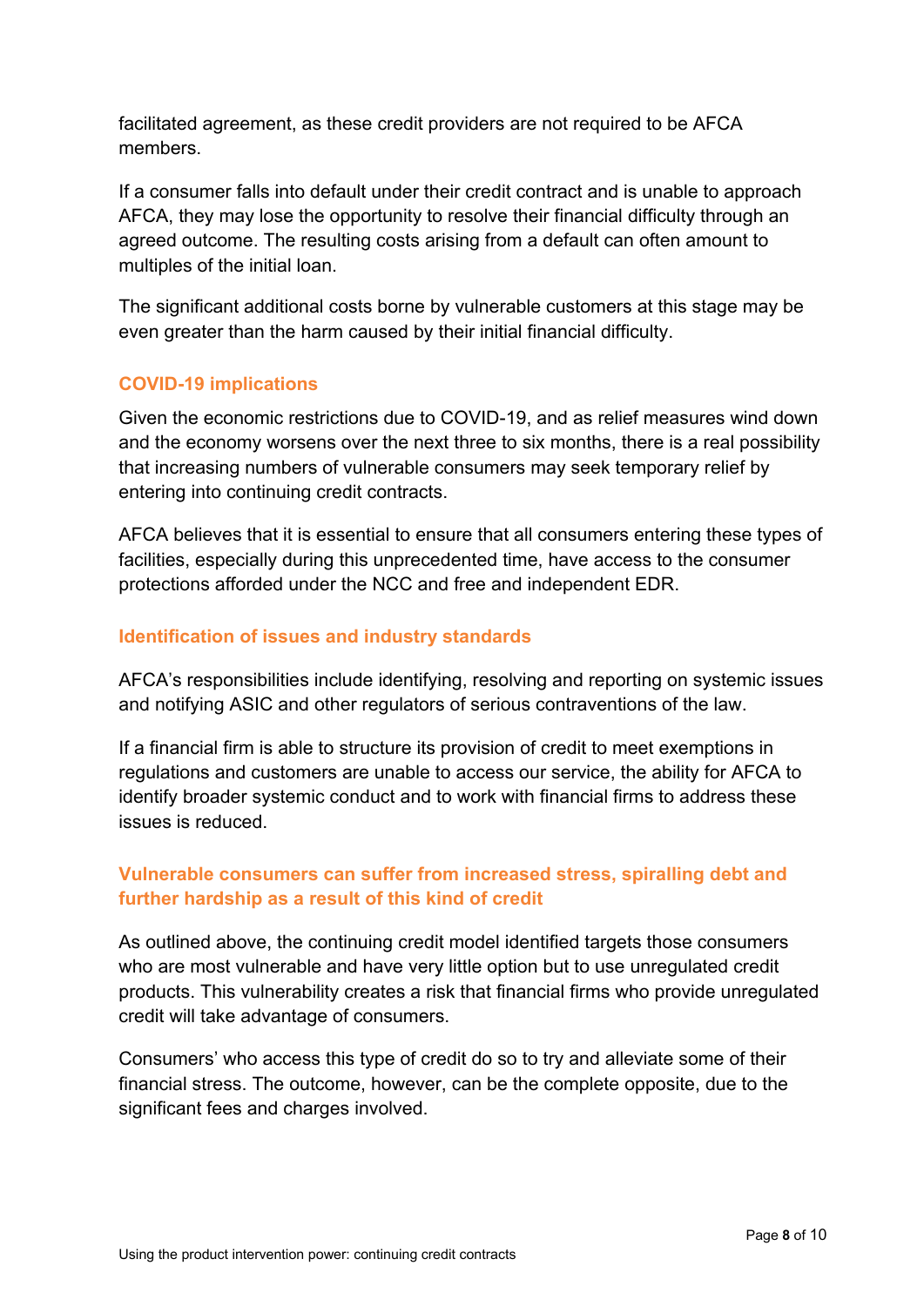facilitated agreement, as these credit providers are not required to be AFCA members.

If a consumer falls into default under their credit contract and is unable to approach AFCA, they may lose the opportunity to resolve their financial difficulty through an agreed outcome. The resulting costs arising from a default can often amount to multiples of the initial loan.

The significant additional costs borne by vulnerable customers at this stage may be even greater than the harm caused by their initial financial difficulty.

### COVID-19 implications

Given the economic restrictions due to COVID-19, and as relief measures wind down and the economy worsens over the next three to six months, there is a real possibility that increasing numbers of vulnerable consumers may seek temporary relief by entering into continuing credit contracts.

AFCA believes that it is essential to ensure that all consumers entering these types of facilities, especially during this unprecedented time, have access to the consumer protections afforded under the NCC and free and independent EDR.

### Identification of issues and industry standards

AFCA's responsibilities include identifying, resolving and reporting on systemic issues and notifying ASIC and other regulators of serious contraventions of the law.

If a financial firm is able to structure its provision of credit to meet exemptions in regulations and customers are unable to access our service, the ability for AFCA to identify broader systemic conduct and to work with financial firms to address these issues is reduced.

### Vulnerable consumers can suffer from increased stress, spiralling debt and further hardship as a result of this kind of credit

As outlined above, the continuing credit model identified targets those consumers who are most vulnerable and have very little option but to use unregulated credit products. This vulnerability creates a risk that financial firms who provide unregulated credit will take advantage of consumers.

Consumers' who access this type of credit do so to try and alleviate some of their financial stress. The outcome, however, can be the complete opposite, due to the significant fees and charges involved.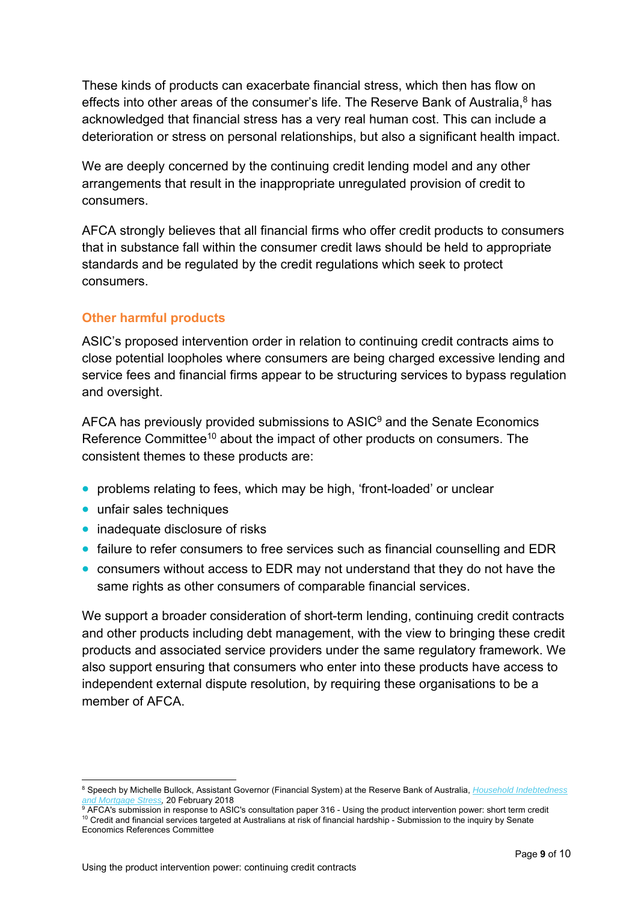These kinds of products can exacerbate financial stress, which then has flow on effects into other areas of the consumer's life. The Reserve Bank of Australia,[8] has acknowledged that financial stress has a very real human cost. This can include a deterioration or stress on personal relationships, but also a significant health impact.

We are deeply concerned by the continuing credit lending model and any other arrangements that result in the inappropriate unregulated provision of credit to consumers.

AFCA strongly believes that all financial firms who offer credit products to consumers that in substance fall within the consumer credit laws should be held to appropriate standards and be regulated by the credit regulations which seek to protect consumers.

## Other harmful products

ASIC's proposed intervention order in relation to continuing credit contracts aims to close potential loopholes where consumers are being charged excessive lending and service fees and financial firms appear to be structuring services to bypass regulation and oversight.

AFCA has previously provided submissions to ASIC[9] and the Senate Economics Reference Committee[10] about the impact of other products on consumers. The consistent themes to these products are:

- problems relating to fees, which may be high, 'front-loaded' or unclear
- unfair sales techniques
- inadequate disclosure of risks
- failure to refer consumers to free services such as financial counselling and EDR
- consumers without access to EDR may not understand that they do not have the same rights as other consumers of comparable financial services.

We support a broader consideration of short-term lending, continuing credit contracts and other products including debt management, with the view to bringing these credit products and associated service providers under the same regulatory framework. We also support ensuring that consumers who enter into these products have access to independent external dispute resolution, by requiring these organisations to be a member of AFCA.

---

[8] Speech by Michelle Bullock, Assistant Governor (Financial System) at the Reserve Bank of Australia, *Household Indebtedness and Mortgage Stress*, 20 February 2018

[9] AFCA's submission in response to ASIC's consultation paper 316 - Using the product intervention power: short term credit

[10] Credit and financial services targeted at Australians at risk of financial hardship - Submission to the inquiry by Senate Economics References Committee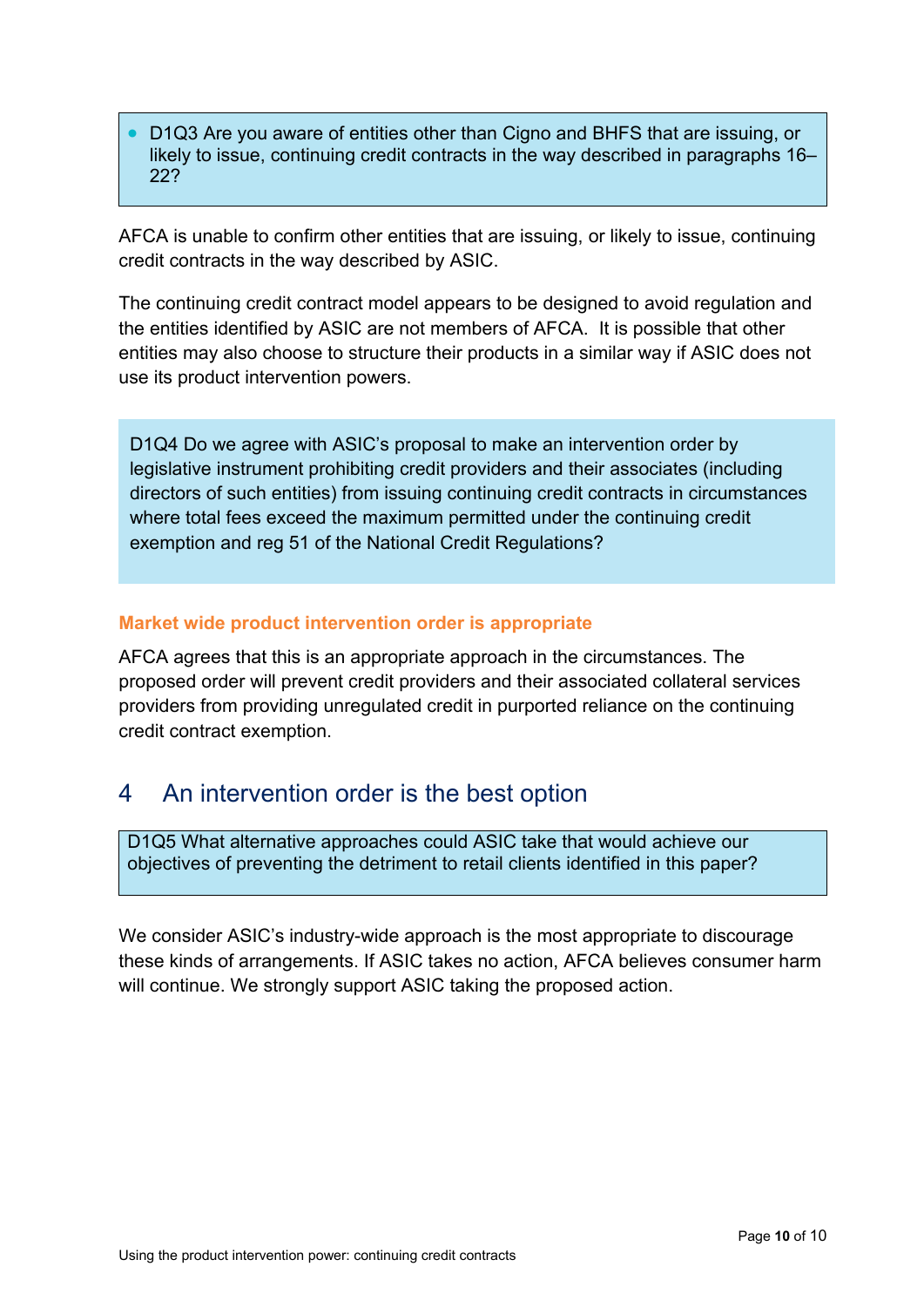- D1Q3 Are you aware of entities other than Cigno and BHFS that are issuing, or likely to issue, continuing credit contracts in the way described in paragraphs 16–22?

AFCA is unable to confirm other entities that are issuing, or likely to issue, continuing credit contracts in the way described by ASIC.

The continuing credit contract model appears to be designed to avoid regulation and the entities identified by ASIC are not members of AFCA. It is possible that other entities may also choose to structure their products in a similar way if ASIC does not use its product intervention powers.

D1Q4 Do we agree with ASIC's proposal to make an intervention order by legislative instrument prohibiting credit providers and their associates (including directors of such entities) from issuing continuing credit contracts in circumstances where total fees exceed the maximum permitted under the continuing credit exemption and reg 51 of the National Credit Regulations?

### Market wide product intervention order is appropriate

AFCA agrees that this is an appropriate approach in the circumstances. The proposed order will prevent credit providers and their associated collateral services providers from providing unregulated credit in purported reliance on the continuing credit contract exemption.

## 4 An intervention order is the best option

D1Q5 What alternative approaches could ASIC take that would achieve our objectives of preventing the detriment to retail clients identified in this paper?

We consider ASIC's industry-wide approach is the most appropriate to discourage these kinds of arrangements. If ASIC takes no action, AFCA believes consumer harm will continue. We strongly support ASIC taking the proposed action.